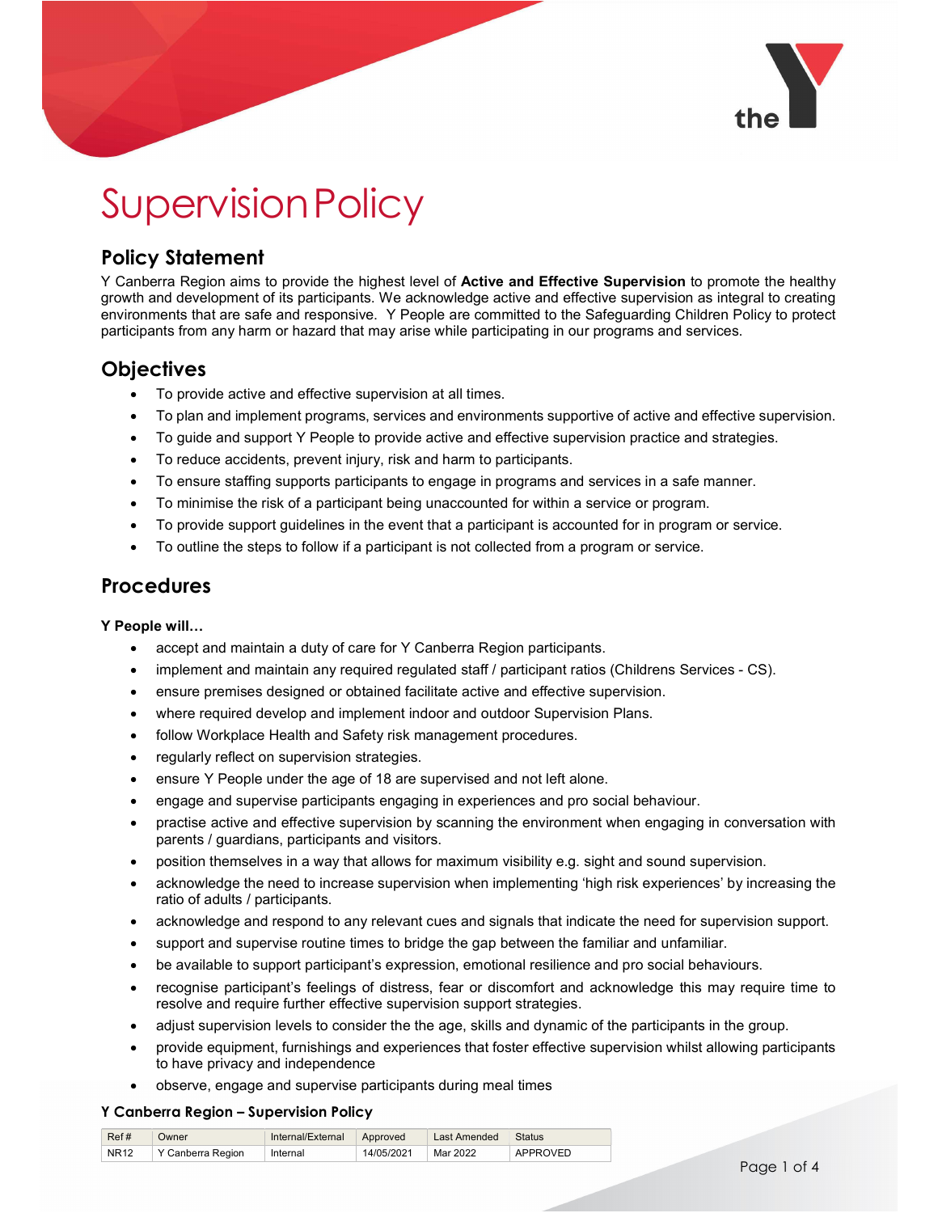# Supervision Policy

## Policy Statement

Y Canberra Region aims to provide the highest level of **Active and Effective Supervision** to promote the healthy growth and development of its participants. We acknowledge active and effective supervision as integral to creating environments that are safe and responsive. Y People are committed to the Safeguarding Children Policy to protect participants from any harm or hazard that may arise while participating in our programs and services.

## Objectives

- To provide active and effective supervision at all times.
- To plan and implement programs, services and environments supportive of active and effective supervision.
- To guide and support Y People to provide active and effective supervision practice and strategies.
- To reduce accidents, prevent injury, risk and harm to participants.
- To ensure staffing supports participants to engage in programs and services in a safe manner.
- To minimise the risk of a participant being unaccounted for within a service or program.
- To provide support guidelines in the event that a participant is accounted for in program or service.
- To outline the steps to follow if a participant is not collected from a program or service.

## Procedures

**Y People will…**

- accept and maintain a duty of care for Y Canberra Region participants.
- implement and maintain any required regulated staff / participant ratios (Childrens Services - CS).
- ensure premises designed or obtained facilitate active and effective supervision.
- where required develop and implement indoor and outdoor Supervision Plans.
- follow Workplace Health and Safety risk management procedures.
- regularly reflect on supervision strategies.
- ensure Y People under the age of 18 are supervised and not left alone.
- engage and supervise participants engaging in experiences and pro social behaviour.
- practise active and effective supervision by scanning the environment when engaging in conversation with parents / guardians, participants and visitors.
- position themselves in a way that allows for maximum visibility e.g. sight and sound supervision.
- acknowledge the need to increase supervision when implementing 'high risk experiences' by increasing the ratio of adults / participants.
- acknowledge and respond to any relevant cues and signals that indicate the need for supervision support.
- support and supervise routine times to bridge the gap between the familiar and unfamiliar.
- be available to support participant's expression, emotional resilience and pro social behaviours.
- recognise participant's feelings of distress, fear or discomfort and acknowledge this may require time to resolve and require further effective supervision support strategies.
- adjust supervision levels to consider the the age, skills and dynamic of the participants in the group.
- provide equipment, furnishings and experiences that foster effective supervision whilst allowing participants to have privacy and independence
- observe, engage and supervise participants during meal times

**Y Canberra Region – Supervision Policy**

| Ref # | Owner | Internal/External | Approved | Last Amended | Status |
|---|---|---|---|---|---|
| NR12 | Y Canberra Region | Internal | 14/05/2021 | Mar 2022 | APPROVED |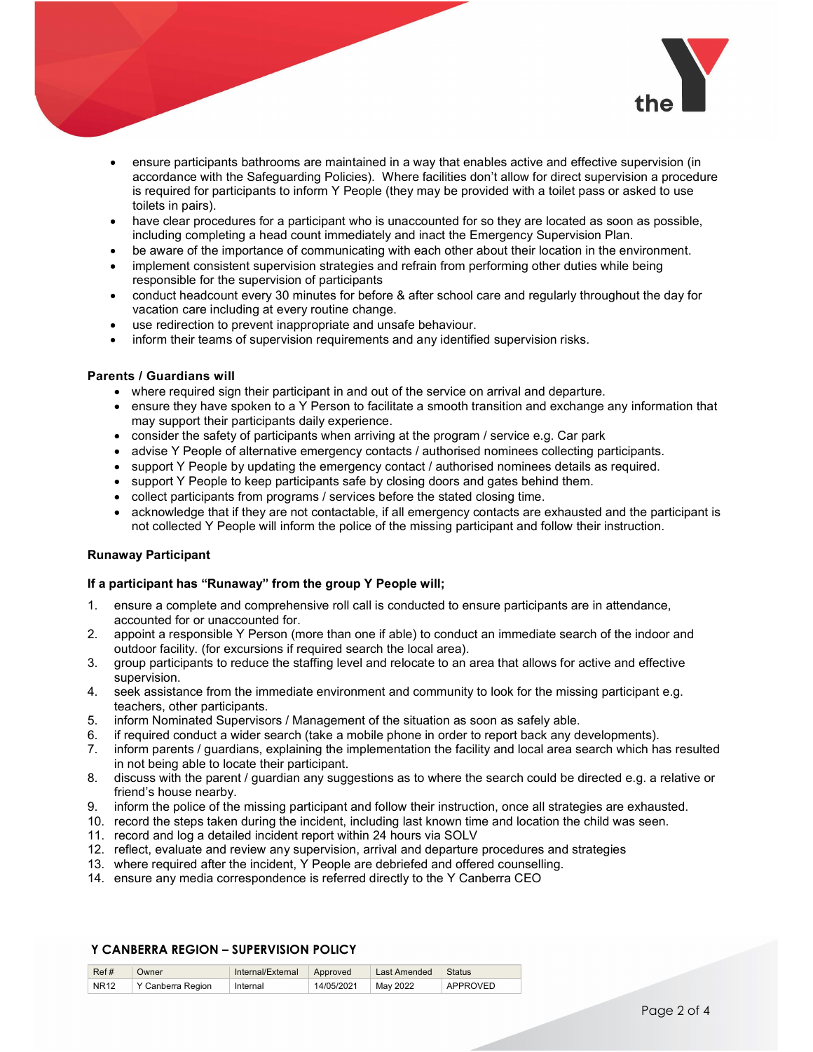- ensure participants bathrooms are maintained in a way that enables active and effective supervision (in accordance with the Safeguarding Policies). Where facilities don't allow for direct supervision a procedure is required for participants to inform Y People (they may be provided with a toilet pass or asked to use toilets in pairs).
- have clear procedures for a participant who is unaccounted for so they are located as soon as possible, including completing a head count immediately and inact the Emergency Supervision Plan.
- be aware of the importance of communicating with each other about their location in the environment.
- implement consistent supervision strategies and refrain from performing other duties while being responsible for the supervision of participants
- conduct headcount every 30 minutes for before & after school care and regularly throughout the day for vacation care including at every routine change.
- use redirection to prevent inappropriate and unsafe behaviour.
- inform their teams of supervision requirements and any identified supervision risks.

**Parents / Guardians will**

- where required sign their participant in and out of the service on arrival and departure.
- ensure they have spoken to a Y Person to facilitate a smooth transition and exchange any information that may support their participants daily experience.
- consider the safety of participants when arriving at the program / service e.g. Car park
- advise Y People of alternative emergency contacts / authorised nominees collecting participants.
- support Y People by updating the emergency contact / authorised nominees details as required.
- support Y People to keep participants safe by closing doors and gates behind them.
- collect participants from programs / services before the stated closing time.
- acknowledge that if they are not contactable, if all emergency contacts are exhausted and the participant is not collected Y People will inform the police of the missing participant and follow their instruction.

**Runaway Participant**

**If a participant has "Runaway" from the group Y People will;**

1. ensure a complete and comprehensive roll call is conducted to ensure participants are in attendance, accounted for or unaccounted for.
2. appoint a responsible Y Person (more than one if able) to conduct an immediate search of the indoor and outdoor facility. (for excursions if required search the local area).
3. group participants to reduce the staffing level and relocate to an area that allows for active and effective supervision.
4. seek assistance from the immediate environment and community to look for the missing participant e.g. teachers, other participants.
5. inform Nominated Supervisors / Management of the situation as soon as safely able.
6. if required conduct a wider search (take a mobile phone in order to report back any developments).
7. inform parents / guardians, explaining the implementation the facility and local area search which has resulted in not being able to locate their participant.
8. discuss with the parent / guardian any suggestions as to where the search could be directed e.g. a relative or friend's house nearby.
9. inform the police of the missing participant and follow their instruction, once all strategies are exhausted.
10. record the steps taken during the incident, including last known time and location the child was seen.
11. record and log a detailed incident report within 24 hours via SOLV
12. reflect, evaluate and review any supervision, arrival and departure procedures and strategies
13. where required after the incident, Y People are debriefed and offered counselling.
14. ensure any media correspondence is referred directly to the Y Canberra CEO

**Y CANBERRA REGION – SUPERVISION POLICY**

| Ref # | Owner | Internal/External | Approved | Last Amended | Status |
|---|---|---|---|---|---|
| NR12 | Y Canberra Region | Internal | 14/05/2021 | May 2022 | APPROVED |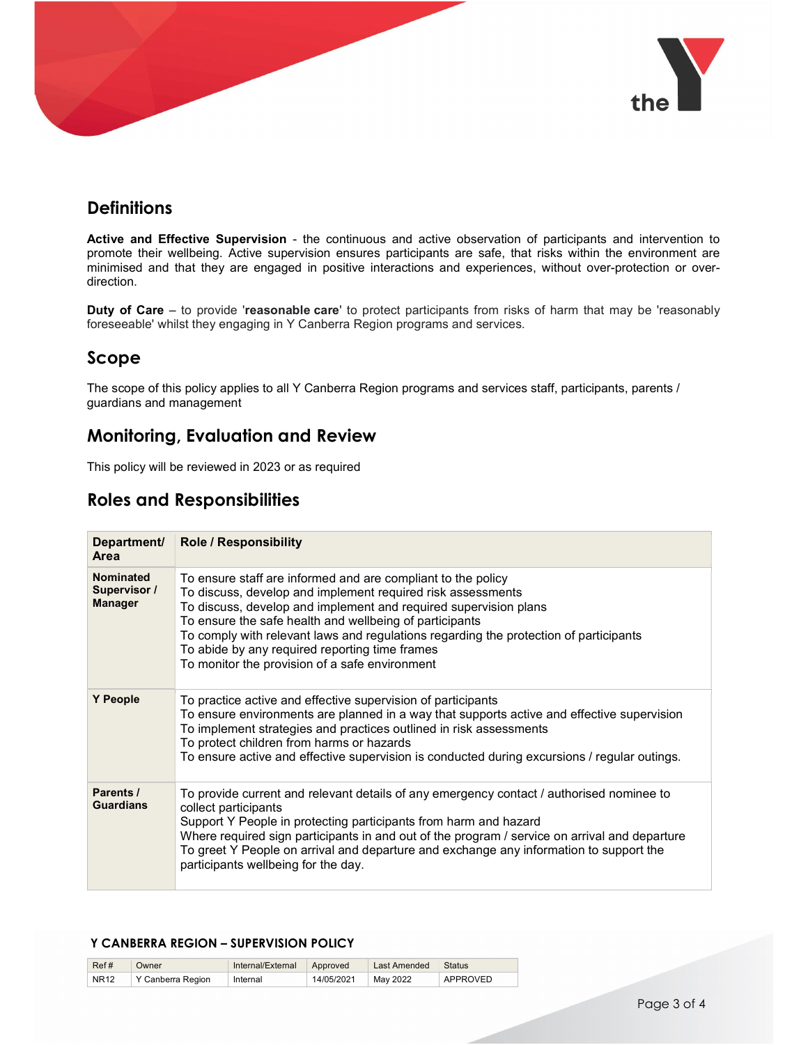## Definitions

**Active and Effective Supervision** - the continuous and active observation of participants and intervention to promote their wellbeing. Active supervision ensures participants are safe, that risks within the environment are minimised and that they are engaged in positive interactions and experiences, without over-protection or over-direction.

**Duty of Care** – to provide '**reasonable care**' to protect participants from risks of harm that may be 'reasonably foreseeable' whilst they engaging in Y Canberra Region programs and services.

## Scope

The scope of this policy applies to all Y Canberra Region programs and services staff, participants, parents / guardians and management

## Monitoring, Evaluation and Review

This policy will be reviewed in 2023 or as required

## Roles and Responsibilities

| Department/ Area | Role / Responsibility |
|---|---|
| **Nominated Supervisor / Manager** | To ensure staff are informed and are compliant to the policy<br>To discuss, develop and implement required risk assessments<br>To discuss, develop and implement and required supervision plans<br>To ensure the safe health and wellbeing of participants<br>To comply with relevant laws and regulations regarding the protection of participants<br>To abide by any required reporting time frames<br>To monitor the provision of a safe environment |
| **Y People** | To practice active and effective supervision of participants<br>To ensure environments are planned in a way that supports active and effective supervision<br>To implement strategies and practices outlined in risk assessments<br>To protect children from harms or hazards<br>To ensure active and effective supervision is conducted during excursions / regular outings. |
| **Parents / Guardians** | To provide current and relevant details of any emergency contact / authorised nominee to collect participants<br>Support Y People in protecting participants from harm and hazard<br>Where required sign participants in and out of the program / service on arrival and departure<br>To greet Y People on arrival and departure and exchange any information to support the participants wellbeing for the day. |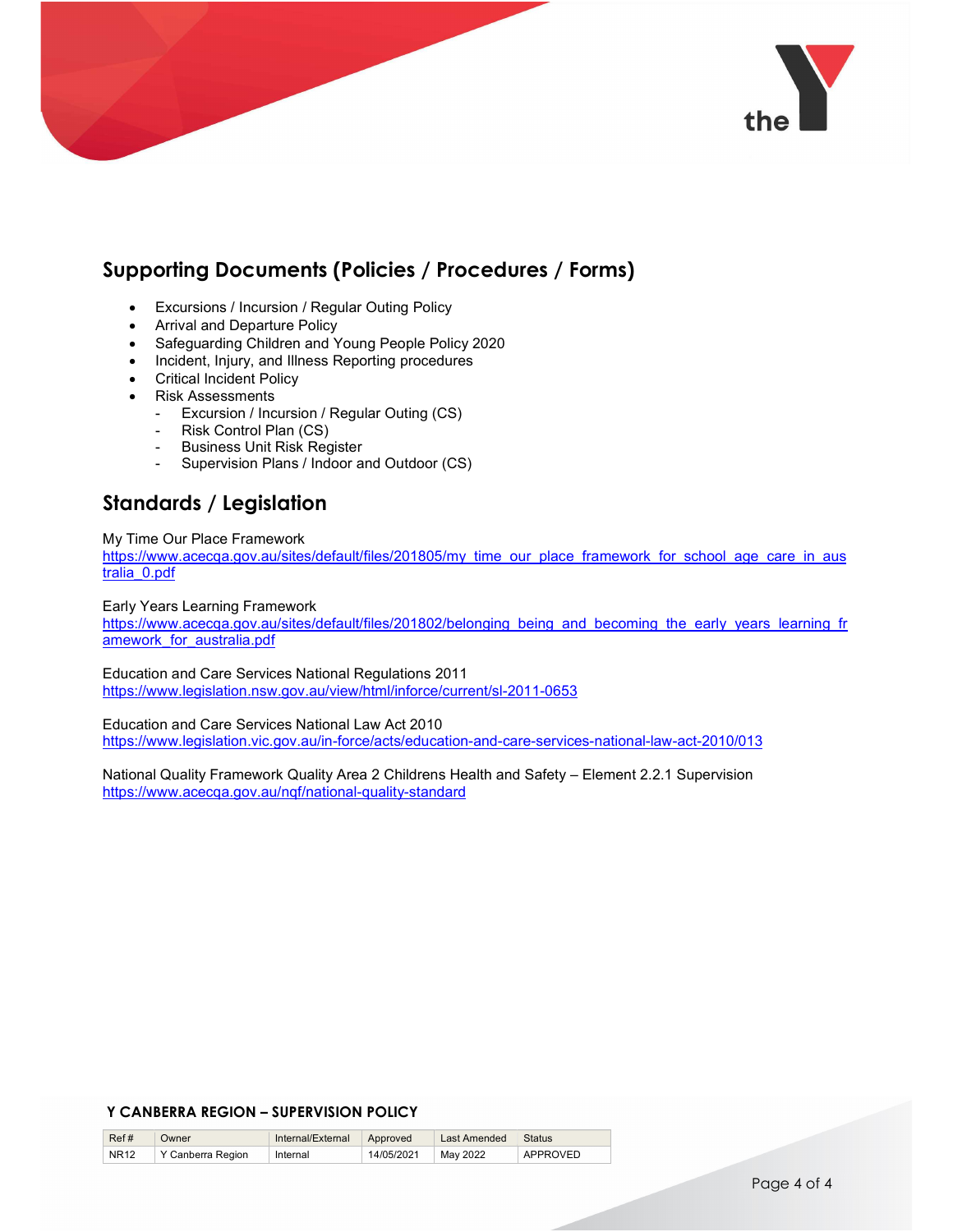## Supporting Documents (Policies / Procedures / Forms)

- Excursions / Incursion / Regular Outing Policy
- Arrival and Departure Policy
- Safeguarding Children and Young People Policy 2020
- Incident, Injury, and Illness Reporting procedures
- Critical Incident Policy
- Risk Assessments
  - Excursion / Incursion / Regular Outing (CS)
  - Risk Control Plan (CS)
  - Business Unit Risk Register
  - Supervision Plans / Indoor and Outdoor (CS)

## Standards / Legislation

My Time Our Place Framework
https://www.acecqa.gov.au/sites/default/files/201805/my_time_our_place_framework_for_school_age_care_in_australia_0.pdf

Early Years Learning Framework
https://www.acecqa.gov.au/sites/default/files/201802/belonging_being_and_becoming_the_early_years_learning_framework_for_australia.pdf

Education and Care Services National Regulations 2011
https://www.legislation.nsw.gov.au/view/html/inforce/current/sl-2011-0653

Education and Care Services National Law Act 2010
https://www.legislation.vic.gov.au/in-force/acts/education-and-care-services-national-law-act-2010/013

National Quality Framework Quality Area 2 Childrens Health and Safety – Element 2.2.1 Supervision
https://www.acecqa.gov.au/nqf/national-quality-standard

**Y CANBERRA REGION – SUPERVISION POLICY**

| Ref # | Owner | Internal/External | Approved | Last Amended | Status |
|---|---|---|---|---|---|
| NR12 | Y Canberra Region | Internal | 14/05/2021 | May 2022 | APPROVED |